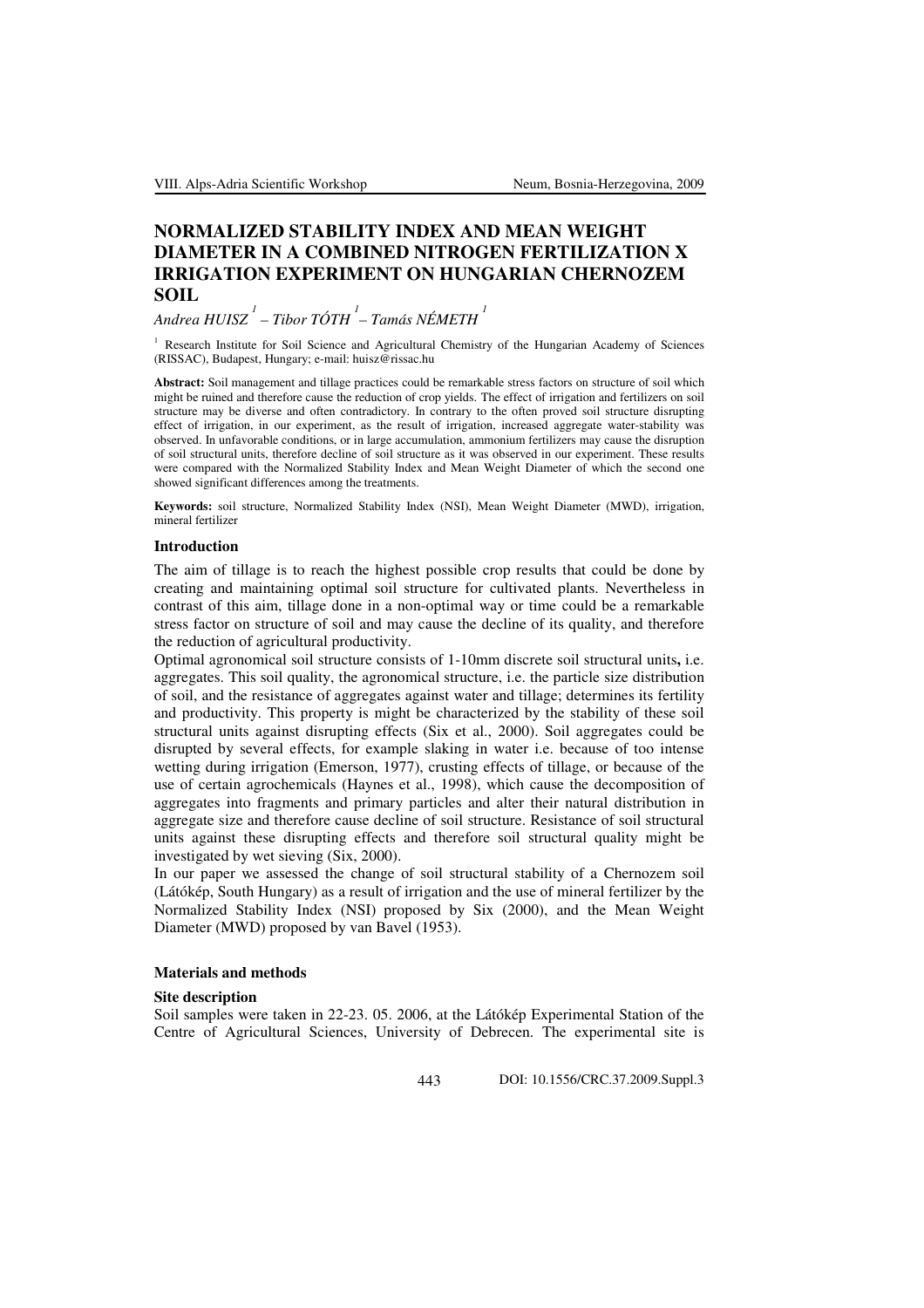# NORMALIZED STABILITY INDEX AND MEAN WEIGHT DIAMETER IN A COMBINED NITROGEN FERTILIZATION X IRRIGATION EXPERIMENT ON HUNGARIAN CHERNOZEM SOIL

*Andrea HUISZ [1] – Tibor TÓTH [1] – Tamás NÉMETH [1]*

[1] Research Institute for Soil Science and Agricultural Chemistry of the Hungarian Academy of Sciences (RISSAC), Budapest, Hungary; e-mail: huisz@rissac.hu

**Abstract:** Soil management and tillage practices could be remarkable stress factors on structure of soil which might be ruined and therefore cause the reduction of crop yields. The effect of irrigation and fertilizers on soil structure may be diverse and often contradictory. In contrary to the often proved soil structure disrupting effect of irrigation, in our experiment, as the result of irrigation, increased aggregate water-stability was observed. In unfavorable conditions, or in large accumulation, ammonium fertilizers may cause the disruption of soil structural units, therefore decline of soil structure as it was observed in our experiment. These results were compared with the Normalized Stability Index and Mean Weight Diameter of which the second one showed significant differences among the treatments.

**Keywords:** soil structure, Normalized Stability Index (NSI), Mean Weight Diameter (MWD), irrigation, mineral fertilizer

## Introduction

The aim of tillage is to reach the highest possible crop results that could be done by creating and maintaining optimal soil structure for cultivated plants. Nevertheless in contrast of this aim, tillage done in a non-optimal way or time could be a remarkable stress factor on structure of soil and may cause the decline of its quality, and therefore the reduction of agricultural productivity.

Optimal agronomical soil structure consists of 1-10mm discrete soil structural units**,** i.e. aggregates. This soil quality, the agronomical structure, i.e. the particle size distribution of soil, and the resistance of aggregates against water and tillage; determines its fertility and productivity. This property is might be characterized by the stability of these soil structural units against disrupting effects (Six et al., 2000). Soil aggregates could be disrupted by several effects, for example slaking in water i.e. because of too intense wetting during irrigation (Emerson, 1977), crusting effects of tillage, or because of the use of certain agrochemicals (Haynes et al., 1998), which cause the decomposition of aggregates into fragments and primary particles and alter their natural distribution in aggregate size and therefore cause decline of soil structure. Resistance of soil structural units against these disrupting effects and therefore soil structural quality might be investigated by wet sieving (Six, 2000).

In our paper we assessed the change of soil structural stability of a Chernozem soil (Látókép, South Hungary) as a result of irrigation and the use of mineral fertilizer by the Normalized Stability Index (NSI) proposed by Six (2000), and the Mean Weight Diameter (MWD) proposed by van Bavel (1953).

## Materials and methods

### Site description

Soil samples were taken in 22-23. 05. 2006, at the Látókép Experimental Station of the Centre of Agricultural Sciences, University of Debrecen. The experimental site is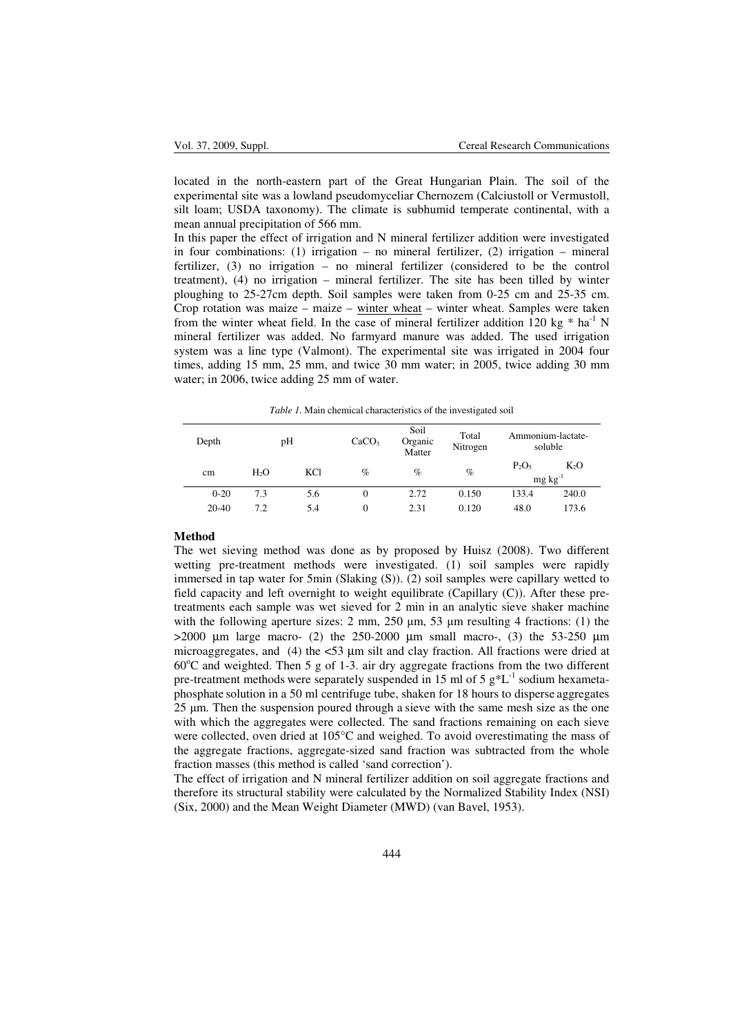located in the north-eastern part of the Great Hungarian Plain. The soil of the experimental site was a lowland pseudomyceliar Chernozem (Calciustoll or Vermustoll, silt loam; USDA taxonomy). The climate is subhumid temperate continental, with a mean annual precipitation of 566 mm.

In this paper the effect of irrigation and N mineral fertilizer addition were investigated in four combinations: (1) irrigation – no mineral fertilizer, (2) irrigation – mineral fertilizer, (3) no irrigation – no mineral fertilizer (considered to be the control treatment), (4) no irrigation – mineral fertilizer. The site has been tilled by winter ploughing to 25-27cm depth. Soil samples were taken from 0-25 cm and 25-35 cm. Crop rotation was maize – maize – winter wheat – winter wheat. Samples were taken from the winter wheat field. In the case of mineral fertilizer addition 120 kg * $ha^{-1}$ N mineral fertilizer was added. No farmyard manure was added. The used irrigation system was a line type (Valmont). The experimental site was irrigated in 2004 four times, adding 15 mm, 25 mm, and twice 30 mm water; in 2005, twice adding 30 mm water; in 2006, twice adding 25 mm of water.

*Table 1.* Main chemical characteristics of the investigated soil

| Depth | pH | | $CaCO_3$ | Soil Organic Matter | Total Nitrogen | Ammonium-lactate-soluble | |
|---|---|---|---|---|---|---|---|
| cm | $H_2O$ | KCl | % | % | % | $P_2O_5$ | $K_2O$ |
| | | | | | | mg $kg^{-1}$ | |
| 0-20 | 7.3 | 5.6 | 0 | 2.72 | 0.150 | 133.4 | 240.0 |
| 20-40 | 7.2 | 5.4 | 0 | 2.31 | 0.120 | 48.0 | 173.6 |

**Method**

The wet sieving method was done as by proposed by Huisz (2008). Two different wetting pre-treatment methods were investigated. (1) soil samples were rapidly immersed in tap water for 5min (Slaking (S)). (2) soil samples were capillary wetted to field capacity and left overnight to weight equilibrate (Capillary (C)). After these pre-treatments each sample was wet sieved for 2 min in an analytic sieve shaker machine with the following aperture sizes: 2 mm, 250 µm, 53 µm resulting 4 fractions: (1) the >2000 µm large macro- (2) the 250-2000 µm small macro-, (3) the 53-250 µm microaggregates, and (4) the <53 µm silt and clay fraction. All fractions were dried at 60°C and weighted. Then 5 g of 1-3. air dry aggregate fractions from the two different pre-treatment methods were separately suspended in 15 ml of 5 g*$L^{-1}$ sodium hexameta-phosphate solution in a 50 ml centrifuge tube, shaken for 18 hours to disperse aggregates 25 µm. Then the suspension poured through a sieve with the same mesh size as the one with which the aggregates were collected. The sand fractions remaining on each sieve were collected, oven dried at 105°C and weighed. To avoid overestimating the mass of the aggregate fractions, aggregate-sized sand fraction was subtracted from the whole fraction masses (this method is called 'sand correction').

The effect of irrigation and N mineral fertilizer addition on soil aggregate fractions and therefore its structural stability were calculated by the Normalized Stability Index (NSI) (Six, 2000) and the Mean Weight Diameter (MWD) (van Bavel, 1953).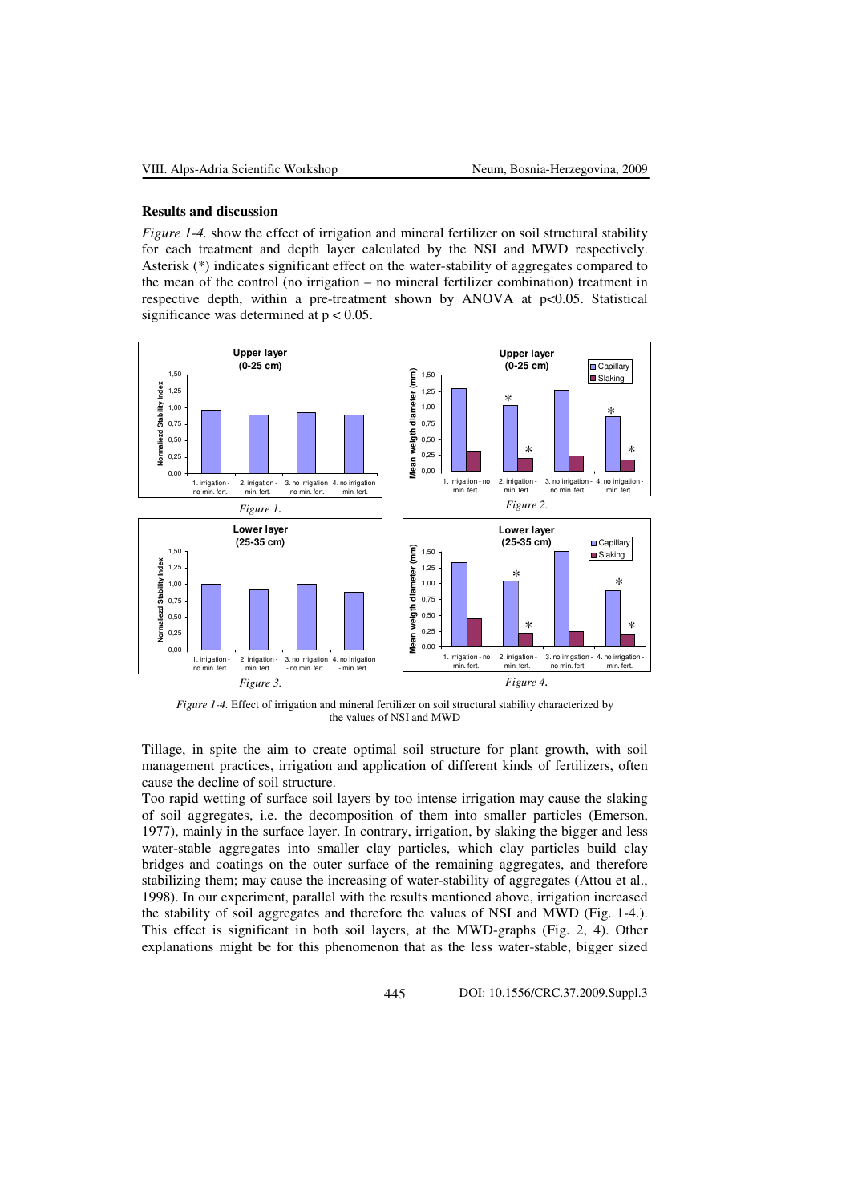## Results and discussion

*Figure 1-4.* show the effect of irrigation and mineral fertilizer on soil structural stability for each treatment and depth layer calculated by the NSI and MWD respectively. Asterisk (*) indicates significant effect on the water-stability of aggregates compared to the mean of the control (no irrigation – no mineral fertilizer combination) treatment in respective depth, within a pre-treatment shown by ANOVA at $p<0.05$. Statistical significance was determined at $p < 0.05$.

*Figure 1.*

*Figure 2.*

*Figure 3.*

*Figure 4.*

*Figure 1-4.* Effect of irrigation and mineral fertilizer on soil structural stability characterized by the values of NSI and MWD

Tillage, in spite the aim to create optimal soil structure for plant growth, with soil management practices, irrigation and application of different kinds of fertilizers, often cause the decline of soil structure.

Too rapid wetting of surface soil layers by too intense irrigation may cause the slaking of soil aggregates, i.e. the decomposition of them into smaller particles (Emerson, 1977), mainly in the surface layer. In contrary, irrigation, by slaking the bigger and less water-stable aggregates into smaller clay particles, which clay particles build clay bridges and coatings on the outer surface of the remaining aggregates, and therefore stabilizing them; may cause the increasing of water-stability of aggregates (Attou et al., 1998). In our experiment, parallel with the results mentioned above, irrigation increased the stability of soil aggregates and therefore the values of NSI and MWD (Fig. 1-4.). This effect is significant in both soil layers, at the MWD-graphs (Fig. 2, 4). Other explanations might be for this phenomenon that as the less water-stable, bigger sized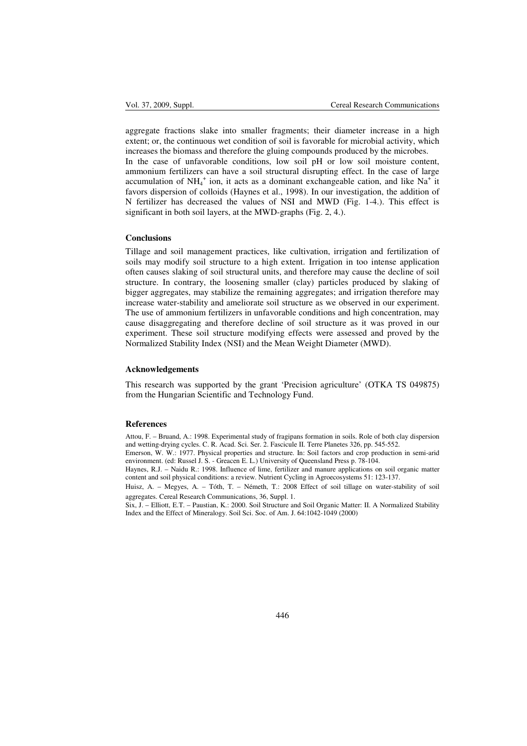aggregate fractions slake into smaller fragments; their diameter increase in a high extent; or, the continuous wet condition of soil is favorable for microbial activity, which increases the biomass and therefore the gluing compounds produced by the microbes.

In the case of unfavorable conditions, low soil pH or low soil moisture content, ammonium fertilizers can have a soil structural disrupting effect. In the case of large accumulation of $NH_4^+$ ion, it acts as a dominant exchangeable cation, and like $Na^+$ it favors dispersion of colloids (Haynes et al., 1998). In our investigation, the addition of N fertilizer has decreased the values of NSI and MWD (Fig. 1-4.). This effect is significant in both soil layers, at the MWD-graphs (Fig. 2, 4.).

## Conclusions

Tillage and soil management practices, like cultivation, irrigation and fertilization of soils may modify soil structure to a high extent. Irrigation in too intense application often causes slaking of soil structural units, and therefore may cause the decline of soil structure. In contrary, the loosening smaller (clay) particles produced by slaking of bigger aggregates, may stabilize the remaining aggregates; and irrigation therefore may increase water-stability and ameliorate soil structure as we observed in our experiment. The use of ammonium fertilizers in unfavorable conditions and high concentration, may cause disaggregating and therefore decline of soil structure as it was proved in our experiment. These soil structure modifying effects were assessed and proved by the Normalized Stability Index (NSI) and the Mean Weight Diameter (MWD).

## Acknowledgements

This research was supported by the grant 'Precision agriculture' (OTKA TS 049875) from the Hungarian Scientific and Technology Fund.

## References

Attou, F. – Bruand, A.: 1998. Experimental study of fragipans formation in soils. Role of both clay dispersion and wetting-drying cycles. C. R. Acad. Sci. Ser. 2. Fascicule II. Terre Planetes 326, pp. 545-552.

Emerson, W. W.: 1977. Physical properties and structure. In: Soil factors and crop production in semi-arid environment. (ed: Russel J. S. - Greacen E. L.) University of Queensland Press p. 78-104.

Haynes, R.J. – Naidu R.: 1998. Influence of lime, fertilizer and manure applications on soil organic matter content and soil physical conditions: a review. Nutrient Cycling in Agroecosystems 51: 123-137.

Huisz, A. – Megyes, A. – Tóth, T. – Németh, T.: 2008 Effect of soil tillage on water-stability of soil aggregates. Cereal Research Communications, 36, Suppl. 1.

Six, J. – Elliott, E.T. – Paustian, K.: 2000. Soil Structure and Soil Organic Matter: II. A Normalized Stability Index and the Effect of Mineralogy. Soil Sci. Soc. of Am. J. 64:1042-1049 (2000)